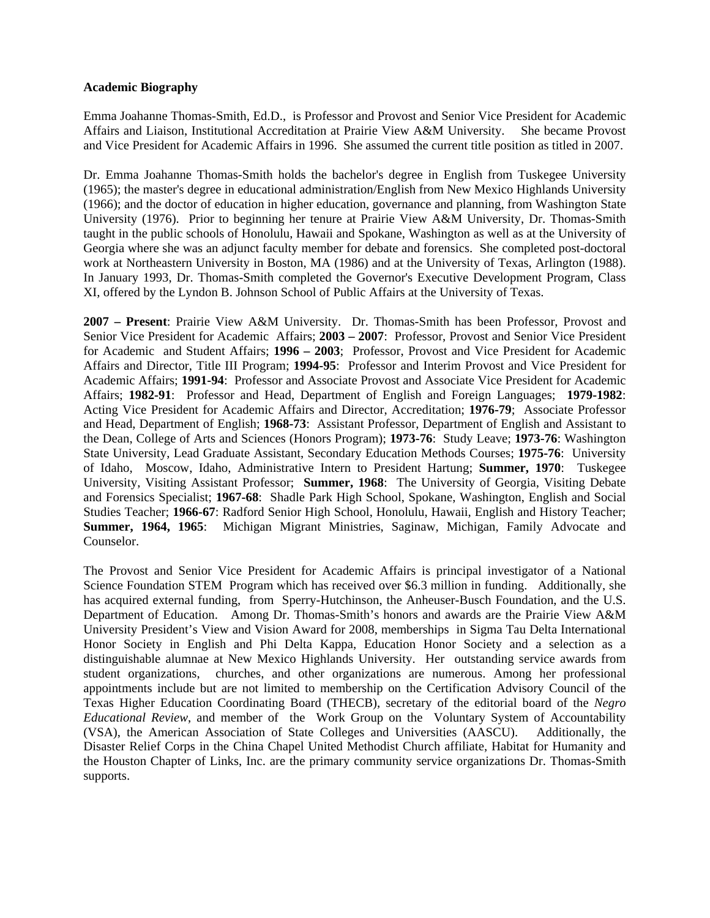**Academic Biography**

Emma Joahanne Thomas-Smith, Ed.D., is Professor and Provost and Senior Vice President for Academic Affairs and Liaison, Institutional Accreditation at Prairie View A&M University. She became Provost and Vice President for Academic Affairs in 1996. She assumed the current title position as titled in 2007.

Dr. Emma Joahanne Thomas-Smith holds the bachelor's degree in English from Tuskegee University (1965); the master's degree in educational administration/English from New Mexico Highlands University (1966); and the doctor of education in higher education, governance and planning, from Washington State University (1976). Prior to beginning her tenure at Prairie View A&M University, Dr. Thomas-Smith taught in the public schools of Honolulu, Hawaii and Spokane, Washington as well as at the University of Georgia where she was an adjunct faculty member for debate and forensics. She completed post-doctoral work at Northeastern University in Boston, MA (1986) and at the University of Texas, Arlington (1988). In January 1993, Dr. Thomas-Smith completed the Governor's Executive Development Program, Class XI, offered by the Lyndon B. Johnson School of Public Affairs at the University of Texas.

**2007 – Present**: Prairie View A&M University. Dr. Thomas-Smith has been Professor, Provost and Senior Vice President for Academic Affairs; **2003 – 2007**: Professor, Provost and Senior Vice President for Academic and Student Affairs; **1996 – 2003**; Professor, Provost and Vice President for Academic Affairs and Director, Title III Program; **1994-95**: Professor and Interim Provost and Vice President for Academic Affairs; **1991-94**: Professor and Associate Provost and Associate Vice President for Academic Affairs; **1982-91**: Professor and Head, Department of English and Foreign Languages; **1979-1982**: Acting Vice President for Academic Affairs and Director, Accreditation; **1976-79**; Associate Professor and Head, Department of English; **1968-73**: Assistant Professor, Department of English and Assistant to the Dean, College of Arts and Sciences (Honors Program); **1973-76**: Study Leave; **1973-76**: Washington State University, Lead Graduate Assistant, Secondary Education Methods Courses; **1975-76**: University of Idaho, Moscow, Idaho, Administrative Intern to President Hartung; **Summer, 1970**: Tuskegee University, Visiting Assistant Professor; **Summer, 1968**: The University of Georgia, Visiting Debate and Forensics Specialist; **1967-68**: Shadle Park High School, Spokane, Washington, English and Social Studies Teacher; **1966-67**: Radford Senior High School, Honolulu, Hawaii, English and History Teacher; **Summer, 1964, 1965**: Michigan Migrant Ministries, Saginaw, Michigan, Family Advocate and Counselor.

The Provost and Senior Vice President for Academic Affairs is principal investigator of a National Science Foundation STEM Program which has received over $6.3 million in funding. Additionally, she has acquired external funding, from Sperry-Hutchinson, the Anheuser-Busch Foundation, and the U.S. Department of Education. Among Dr. Thomas-Smith's honors and awards are the Prairie View A&M University President's View and Vision Award for 2008, memberships in Sigma Tau Delta International Honor Society in English and Phi Delta Kappa, Education Honor Society and a selection as a distinguishable alumnae at New Mexico Highlands University. Her outstanding service awards from student organizations, churches, and other organizations are numerous. Among her professional appointments include but are not limited to membership on the Certification Advisory Council of the Texas Higher Education Coordinating Board (THECB), secretary of the editorial board of the *Negro Educational Review*, and member of the Work Group on the Voluntary System of Accountability (VSA), the American Association of State Colleges and Universities (AASCU). Additionally, the Disaster Relief Corps in the China Chapel United Methodist Church affiliate, Habitat for Humanity and the Houston Chapter of Links, Inc. are the primary community service organizations Dr. Thomas-Smith supports.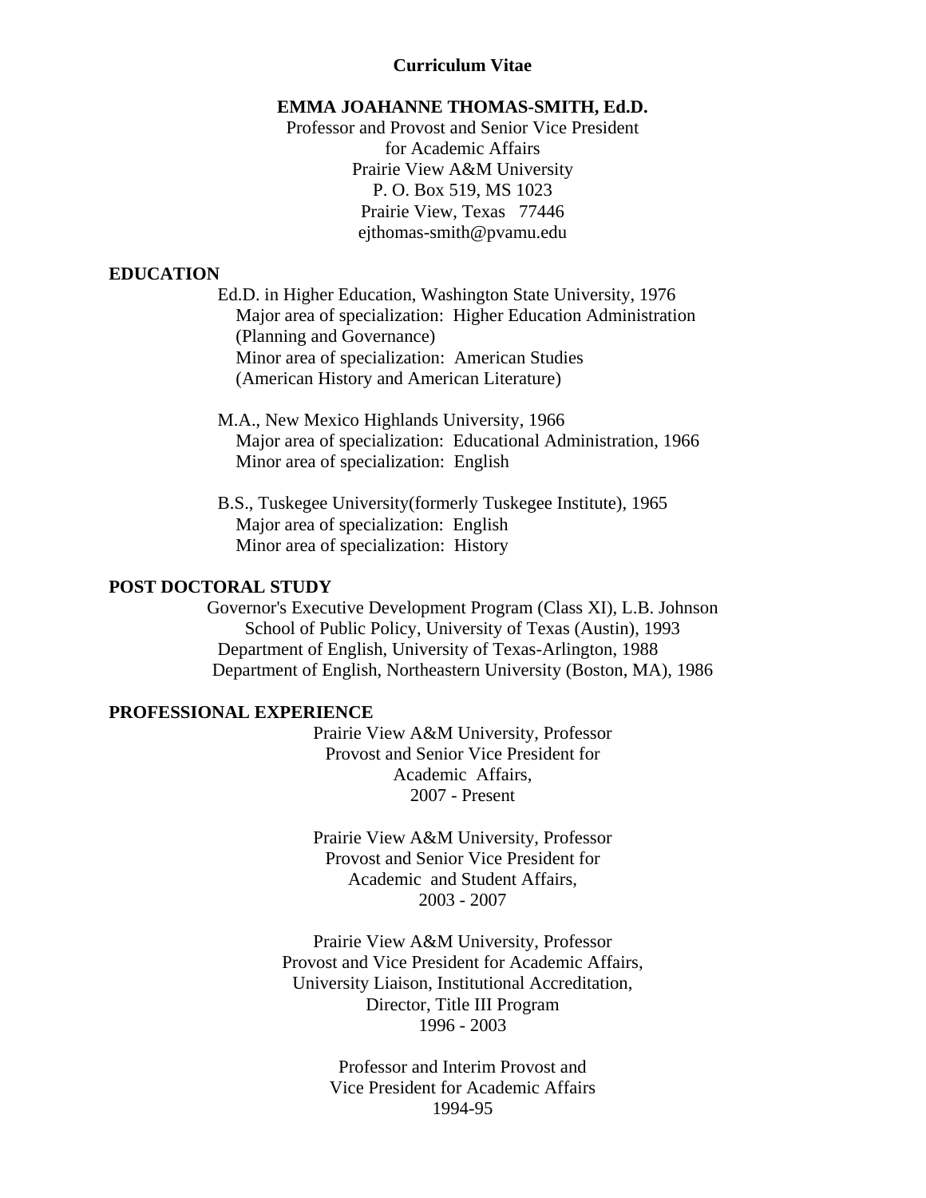**Curriculum Vitae**

**EMMA JOAHANNE THOMAS-SMITH, Ed.D.**
Professor and Provost and Senior Vice President
for Academic Affairs
Prairie View A&M University
P. O. Box 519, MS 1023
Prairie View, Texas 77446
ejthomas-smith@pvamu.edu

## EDUCATION

Ed.D. in Higher Education, Washington State University, 1976
Major area of specialization: Higher Education Administration (Planning and Governance)
Minor area of specialization: American Studies (American History and American Literature)

M.A., New Mexico Highlands University, 1966
Major area of specialization: Educational Administration, 1966
Minor area of specialization: English

B.S., Tuskegee University(formerly Tuskegee Institute), 1965
Major area of specialization: English
Minor area of specialization: History

## POST DOCTORAL STUDY

Governor's Executive Development Program (Class XI), L.B. Johnson School of Public Policy, University of Texas (Austin), 1993
Department of English, University of Texas-Arlington, 1988
Department of English, Northeastern University (Boston, MA), 1986

## PROFESSIONAL EXPERIENCE

Prairie View A&M University, Professor
Provost and Senior Vice President for Academic Affairs,
2007 - Present

Prairie View A&M University, Professor
Provost and Senior Vice President for Academic and Student Affairs,
2003 - 2007

Prairie View A&M University, Professor
Provost and Vice President for Academic Affairs,
University Liaison, Institutional Accreditation,
Director, Title III Program
1996 - 2003

Professor and Interim Provost and
Vice President for Academic Affairs
1994-95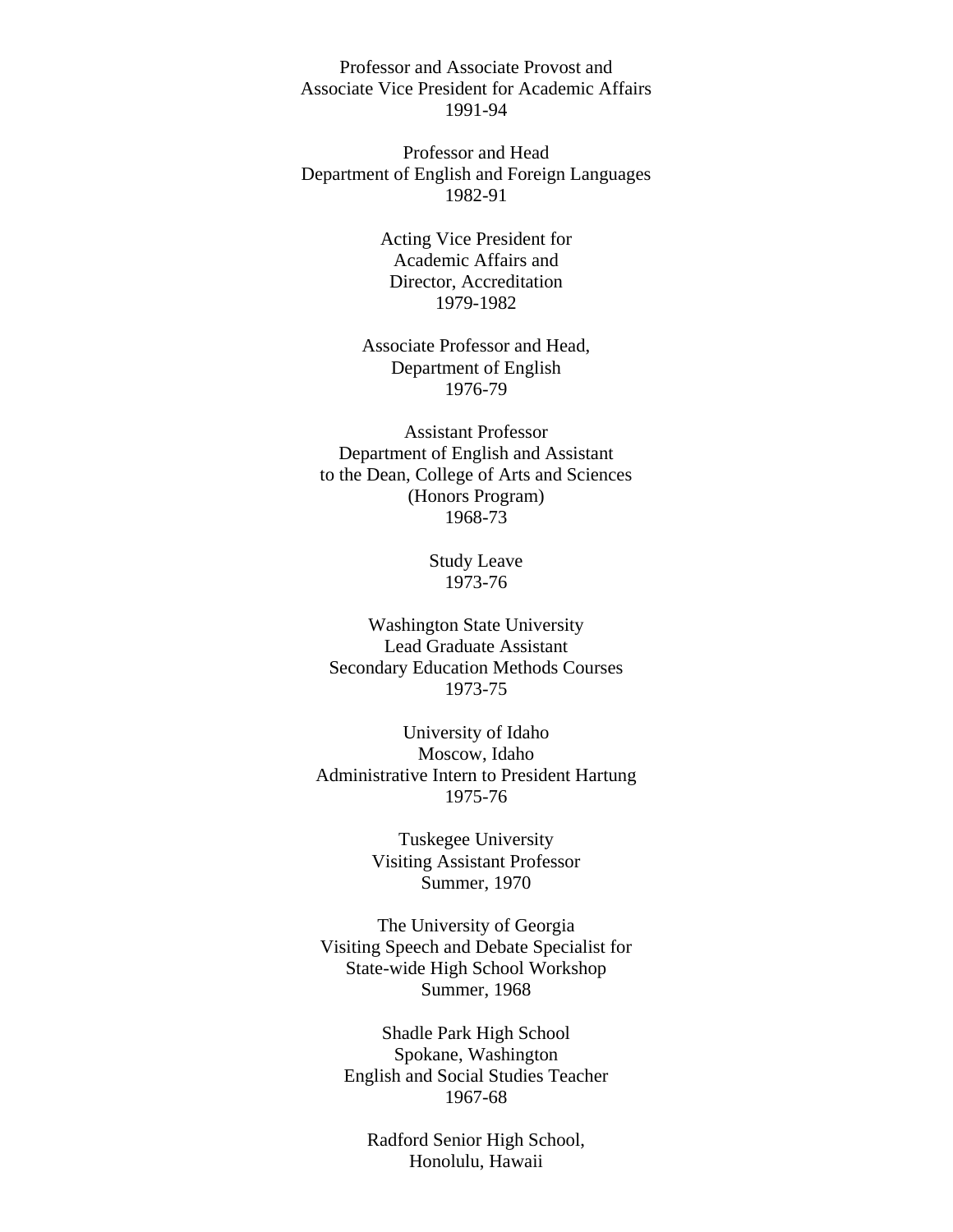Professor and Associate Provost and
Associate Vice President for Academic Affairs
1991-94

Professor and Head
Department of English and Foreign Languages
1982-91

Acting Vice President for
Academic Affairs and
Director, Accreditation
1979-1982

Associate Professor and Head,
Department of English
1976-79

Assistant Professor
Department of English and Assistant
to the Dean, College of Arts and Sciences
(Honors Program)
1968-73

Study Leave
1973-76

Washington State University
Lead Graduate Assistant
Secondary Education Methods Courses
1973-75

University of Idaho
Moscow, Idaho
Administrative Intern to President Hartung
1975-76

Tuskegee University
Visiting Assistant Professor
Summer, 1970

The University of Georgia
Visiting Speech and Debate Specialist for
State-wide High School Workshop
Summer, 1968

Shadle Park High School
Spokane, Washington
English and Social Studies Teacher
1967-68

Radford Senior High School,
Honolulu, Hawaii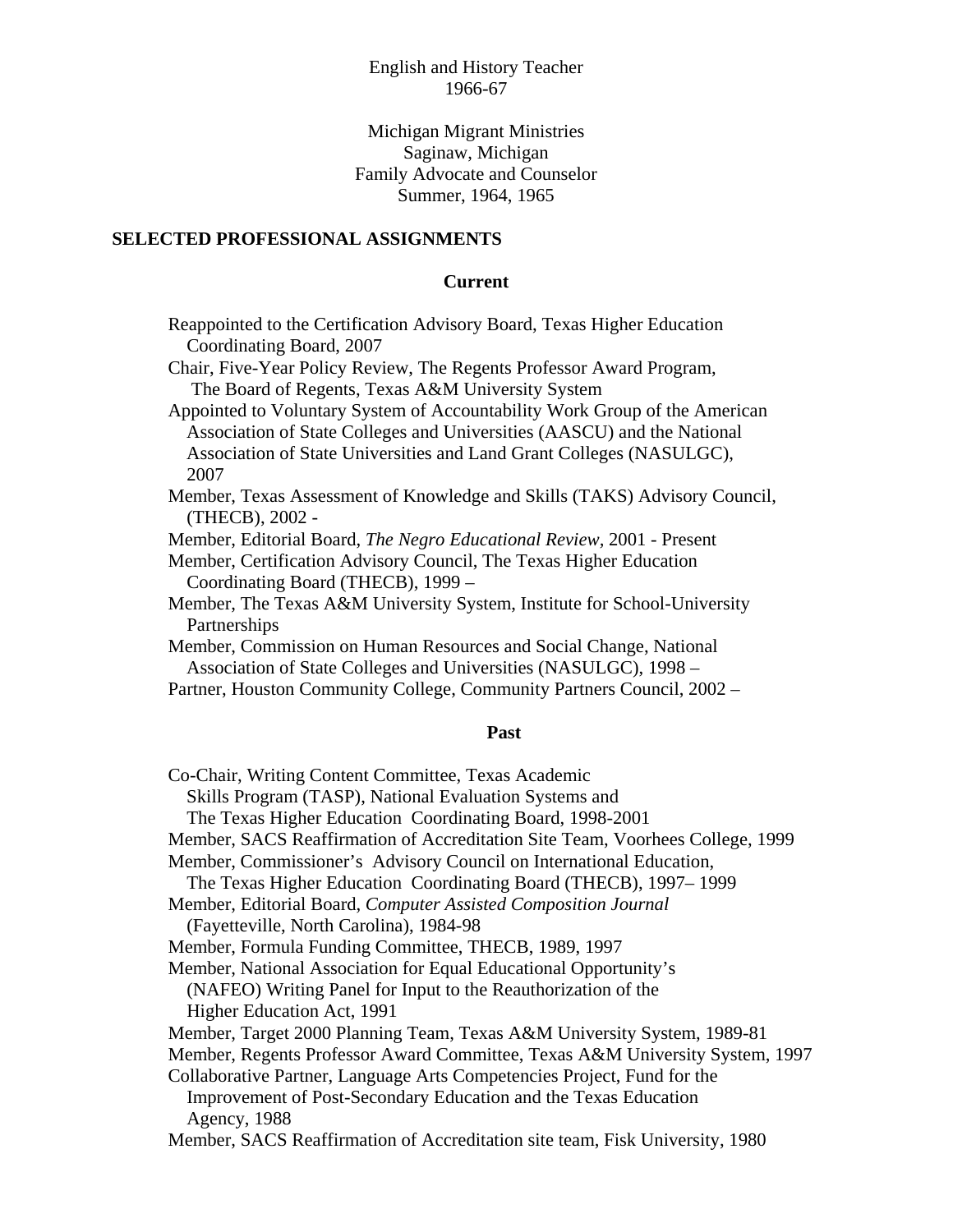English and History Teacher
1966-67

Michigan Migrant Ministries
Saginaw, Michigan
Family Advocate and Counselor
Summer, 1964, 1965

## SELECTED PROFESSIONAL ASSIGNMENTS

### Current

Reappointed to the Certification Advisory Board, Texas Higher Education Coordinating Board, 2007

Chair, Five-Year Policy Review, The Regents Professor Award Program, The Board of Regents, Texas A&M University System

Appointed to Voluntary System of Accountability Work Group of the American Association of State Colleges and Universities (AASCU) and the National Association of State Universities and Land Grant Colleges (NASULGC), 2007

Member, Texas Assessment of Knowledge and Skills (TAKS) Advisory Council, (THECB), 2002 -

Member, Editorial Board, *The Negro Educational Review*, 2001 - Present

Member, Certification Advisory Council, The Texas Higher Education Coordinating Board (THECB), 1999 –

Member, The Texas A&M University System, Institute for School-University Partnerships

Member, Commission on Human Resources and Social Change, National Association of State Colleges and Universities (NASULGC), 1998 –

Partner, Houston Community College, Community Partners Council, 2002 –

### Past

Co-Chair, Writing Content Committee, Texas Academic Skills Program (TASP), National Evaluation Systems and The Texas Higher Education Coordinating Board, 1998-2001

Member, SACS Reaffirmation of Accreditation Site Team, Voorhees College, 1999

Member, Commissioner's Advisory Council on International Education, The Texas Higher Education Coordinating Board (THECB), 1997– 1999

Member, Editorial Board, *Computer Assisted Composition Journal* (Fayetteville, North Carolina), 1984-98

Member, Formula Funding Committee, THECB, 1989, 1997

Member, National Association for Equal Educational Opportunity's (NAFEO) Writing Panel for Input to the Reauthorization of the Higher Education Act, 1991

Member, Target 2000 Planning Team, Texas A&M University System, 1989-81

Member, Regents Professor Award Committee, Texas A&M University System, 1997

Collaborative Partner, Language Arts Competencies Project, Fund for the Improvement of Post-Secondary Education and the Texas Education Agency, 1988

Member, SACS Reaffirmation of Accreditation site team, Fisk University, 1980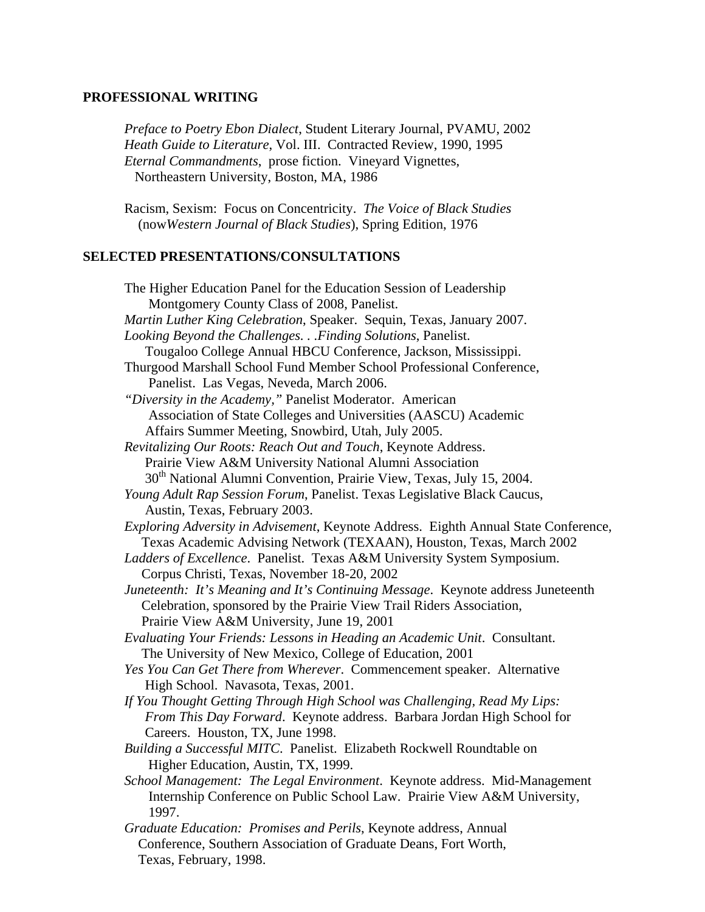## PROFESSIONAL WRITING

*Preface to Poetry Ebon Dialect*, Student Literary Journal, PVAMU, 2002
*Heath Guide to Literature*, Vol. III. Contracted Review, 1990, 1995
*Eternal Commandments*, prose fiction. Vineyard Vignettes, Northeastern University, Boston, MA, 1986

Racism, Sexism: Focus on Concentricity. *The Voice of Black Studies* (now*Western Journal of Black Studies*), Spring Edition, 1976

## SELECTED PRESENTATIONS/CONSULTATIONS

The Higher Education Panel for the Education Session of Leadership Montgomery County Class of 2008, Panelist.
*Martin Luther King Celebration*, Speaker. Sequin, Texas, January 2007.
*Looking Beyond the Challenges. . .Finding Solutions*, Panelist. Tougaloo College Annual HBCU Conference, Jackson, Mississippi.
Thurgood Marshall School Fund Member School Professional Conference, Panelist. Las Vegas, Neveda, March 2006.
*"Diversity in the Academy,"* Panelist Moderator. American Association of State Colleges and Universities (AASCU) Academic Affairs Summer Meeting, Snowbird, Utah, July 2005.
*Revitalizing Our Roots: Reach Out and Touch*, Keynote Address. Prairie View A&M University National Alumni Association 30th National Alumni Convention, Prairie View, Texas, July 15, 2004.
*Young Adult Rap Session Forum*, Panelist. Texas Legislative Black Caucus, Austin, Texas, February 2003.
*Exploring Adversity in Advisement*, Keynote Address. Eighth Annual State Conference, Texas Academic Advising Network (TEXAAN), Houston, Texas, March 2002
*Ladders of Excellence*. Panelist. Texas A&M University System Symposium. Corpus Christi, Texas, November 18-20, 2002
*Juneteenth: It's Meaning and It's Continuing Message*. Keynote address Juneteenth Celebration, sponsored by the Prairie View Trail Riders Association, Prairie View A&M University, June 19, 2001
*Evaluating Your Friends: Lessons in Heading an Academic Unit*. Consultant. The University of New Mexico, College of Education, 2001
*Yes You Can Get There from Wherever*. Commencement speaker. Alternative High School. Navasota, Texas, 2001.
*If You Thought Getting Through High School was Challenging, Read My Lips: From This Day Forward*. Keynote address. Barbara Jordan High School for Careers. Houston, TX, June 1998.
*Building a Successful MITC*. Panelist. Elizabeth Rockwell Roundtable on Higher Education, Austin, TX, 1999.
*School Management: The Legal Environment*. Keynote address. Mid-Management Internship Conference on Public School Law. Prairie View A&M University, 1997.
*Graduate Education: Promises and Perils*, Keynote address, Annual Conference, Southern Association of Graduate Deans, Fort Worth, Texas, February, 1998.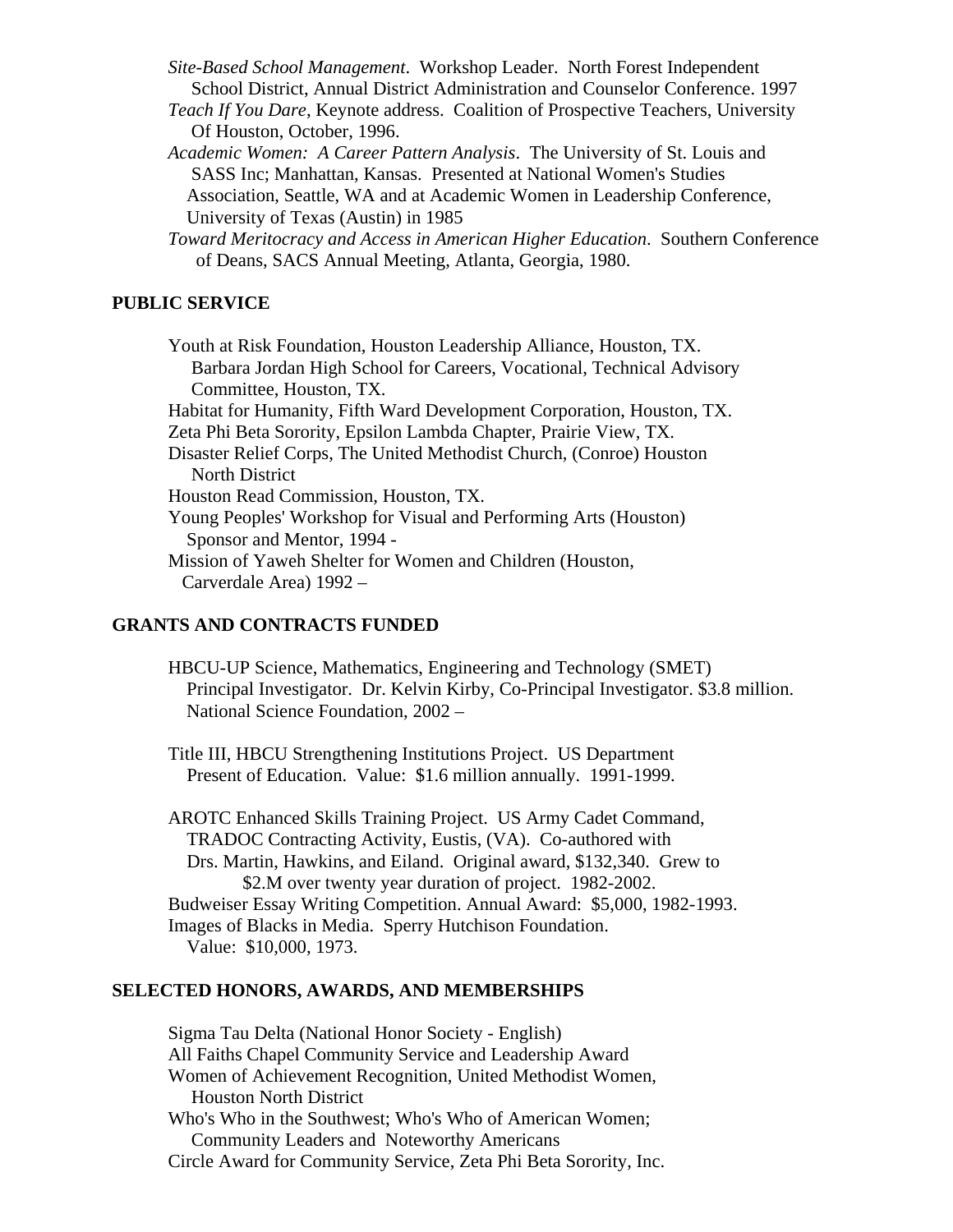*Site-Based School Management*. Workshop Leader. North Forest Independent School District, Annual District Administration and Counselor Conference. 1997

*Teach If You Dare*, Keynote address. Coalition of Prospective Teachers, University Of Houston, October, 1996.

*Academic Women: A Career Pattern Analysis*. The University of St. Louis and SASS Inc; Manhattan, Kansas. Presented at National Women's Studies Association, Seattle, WA and at Academic Women in Leadership Conference, University of Texas (Austin) in 1985

*Toward Meritocracy and Access in American Higher Education*. Southern Conference of Deans, SACS Annual Meeting, Atlanta, Georgia, 1980.

## PUBLIC SERVICE

Youth at Risk Foundation, Houston Leadership Alliance, Houston, TX.
Barbara Jordan High School for Careers, Vocational, Technical Advisory Committee, Houston, TX.

Habitat for Humanity, Fifth Ward Development Corporation, Houston, TX.

Zeta Phi Beta Sorority, Epsilon Lambda Chapter, Prairie View, TX.

Disaster Relief Corps, The United Methodist Church, (Conroe) Houston North District

Houston Read Commission, Houston, TX.

Young Peoples' Workshop for Visual and Performing Arts (Houston) Sponsor and Mentor, 1994 -

Mission of Yaweh Shelter for Women and Children (Houston, Carverdale Area) 1992 –

## GRANTS AND CONTRACTS FUNDED

HBCU-UP Science, Mathematics, Engineering and Technology (SMET) Principal Investigator. Dr. Kelvin Kirby, Co-Principal Investigator. $3.8 million. National Science Foundation, 2002 –

Title III, HBCU Strengthening Institutions Project. US Department Present of Education. Value: $1.6 million annually. 1991-1999.

AROTC Enhanced Skills Training Project. US Army Cadet Command, TRADOC Contracting Activity, Eustis, (VA). Co-authored with Drs. Martin, Hawkins, and Eiland. Original award, $132,340. Grew to $2.M over twenty year duration of project. 1982-2002.

Budweiser Essay Writing Competition. Annual Award: $5,000, 1982-1993.

Images of Blacks in Media. Sperry Hutchison Foundation. Value: $10,000, 1973.

## SELECTED HONORS, AWARDS, AND MEMBERSHIPS

Sigma Tau Delta (National Honor Society - English)

All Faiths Chapel Community Service and Leadership Award

Women of Achievement Recognition, United Methodist Women, Houston North District

Who's Who in the Southwest; Who's Who of American Women; Community Leaders and Noteworthy Americans

Circle Award for Community Service, Zeta Phi Beta Sorority, Inc.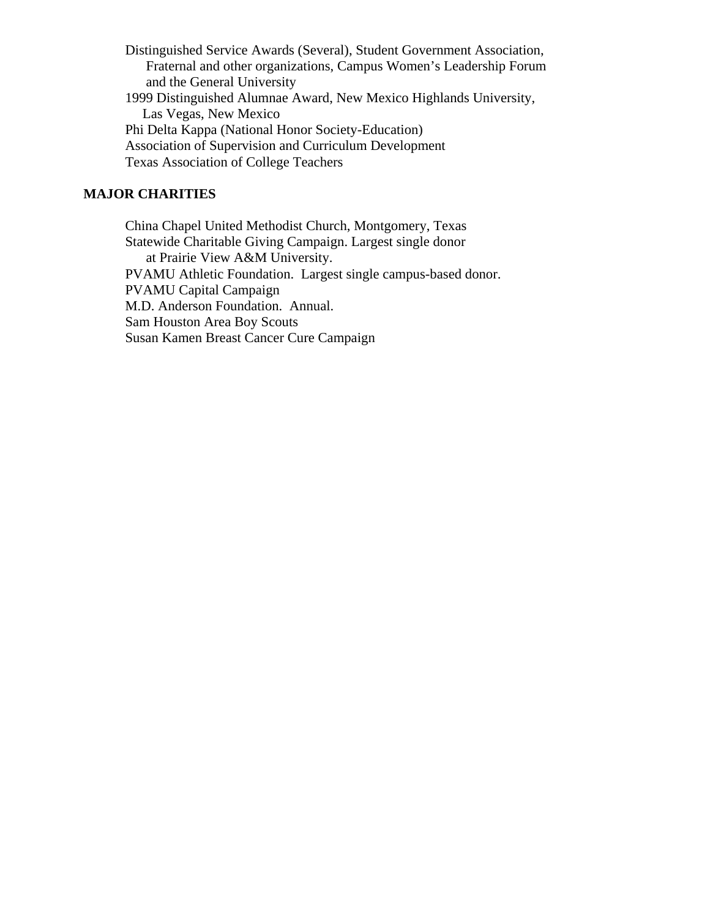Distinguished Service Awards (Several), Student Government Association, Fraternal and other organizations, Campus Women's Leadership Forum and the General University
1999 Distinguished Alumnae Award, New Mexico Highlands University, Las Vegas, New Mexico
Phi Delta Kappa (National Honor Society-Education)
Association of Supervision and Curriculum Development
Texas Association of College Teachers

**MAJOR CHARITIES**

China Chapel United Methodist Church, Montgomery, Texas
Statewide Charitable Giving Campaign. Largest single donor at Prairie View A&M University.
PVAMU Athletic Foundation. Largest single campus-based donor.
PVAMU Capital Campaign
M.D. Anderson Foundation. Annual.
Sam Houston Area Boy Scouts
Susan Kamen Breast Cancer Cure Campaign